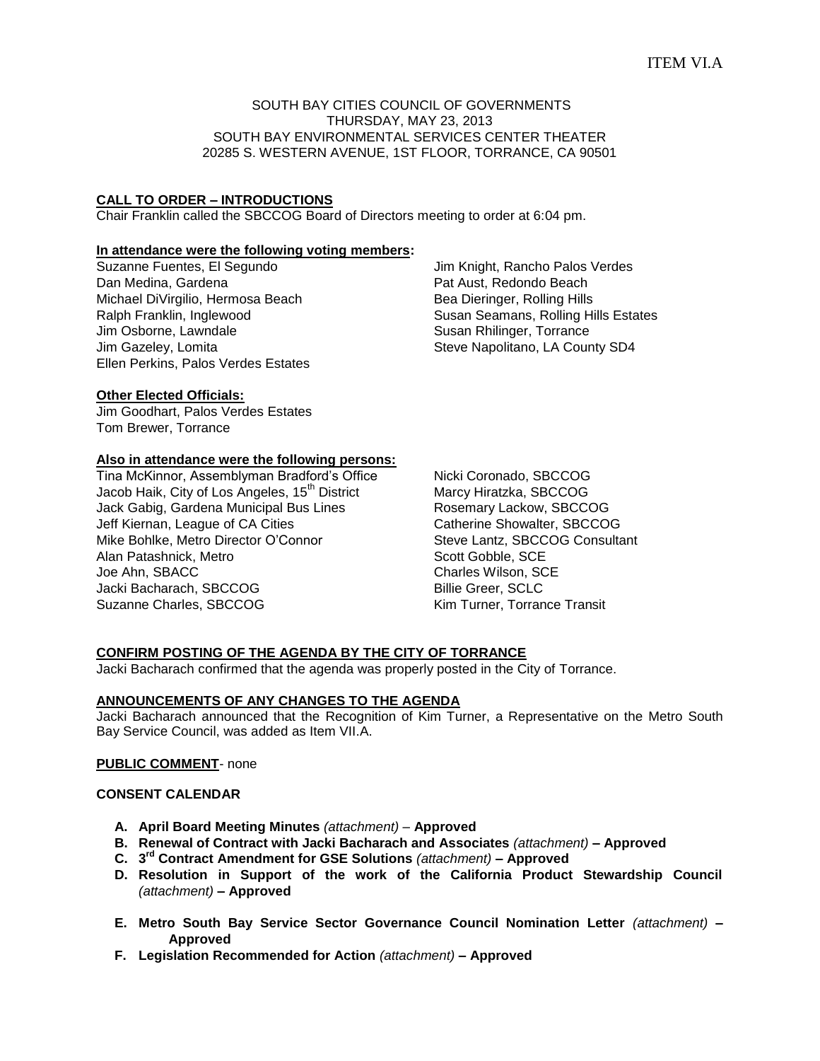ITEM VI.A

SOUTH BAY CITIES COUNCIL OF GOVERNMENTS
THURSDAY, MAY 23, 2013
SOUTH BAY ENVIRONMENTAL SERVICES CENTER THEATER
20285 S. WESTERN AVENUE, 1ST FLOOR, TORRANCE, CA 90501

**CALL TO ORDER – INTRODUCTIONS**

Chair Franklin called the SBCCOG Board of Directors meeting to order at 6:04 pm.

**In attendance were the following voting members:**

Suzanne Fuentes, El Segundo
Dan Medina, Gardena
Michael DiVirgilio, Hermosa Beach
Ralph Franklin, Inglewood
Jim Osborne, Lawndale
Jim Gazeley, Lomita
Ellen Perkins, Palos Verdes Estates
Jim Knight, Rancho Palos Verdes
Pat Aust, Redondo Beach
Bea Dieringer, Rolling Hills
Susan Seamans, Rolling Hills Estates
Susan Rhilinger, Torrance
Steve Napolitano, LA County SD4

**Other Elected Officials:**

Jim Goodhart, Palos Verdes Estates
Tom Brewer, Torrance

**Also in attendance were the following persons:**

Tina McKinnor, Assemblyman Bradford's Office
Jacob Haik, City of Los Angeles, 15th District
Jack Gabig, Gardena Municipal Bus Lines
Jeff Kiernan, League of CA Cities
Mike Bohlke, Metro Director O'Connor
Alan Patashnick, Metro
Joe Ahn, SBACC
Jacki Bacharach, SBCCOG
Suzanne Charles, SBCCOG
Nicki Coronado, SBCCOG
Marcy Hiratzka, SBCCOG
Rosemary Lackow, SBCCOG
Catherine Showalter, SBCCOG
Steve Lantz, SBCCOG Consultant
Scott Gobble, SCE
Charles Wilson, SCE
Billie Greer, SCLC
Kim Turner, Torrance Transit

**CONFIRM POSTING OF THE AGENDA BY THE CITY OF TORRANCE**

Jacki Bacharach confirmed that the agenda was properly posted in the City of Torrance.

**ANNOUNCEMENTS OF ANY CHANGES TO THE AGENDA**

Jacki Bacharach announced that the Recognition of Kim Turner, a Representative on the Metro South Bay Service Council, was added as Item VII.A.

**PUBLIC COMMENT**- none

**CONSENT CALENDAR**

- **A. April Board Meeting Minutes** *(attachment)* – **Approved**
- **B. Renewal of Contract with Jacki Bacharach and Associates** *(attachment)* **– Approved**
- **C. 3rd Contract Amendment for GSE Solutions** *(attachment)* **– Approved**
- **D. Resolution in Support of the work of the California Product Stewardship Council** *(attachment)* **– Approved**
- **E. Metro South Bay Service Sector Governance Council Nomination Letter** *(attachment)* **– Approved**
- **F. Legislation Recommended for Action** *(attachment)* **– Approved**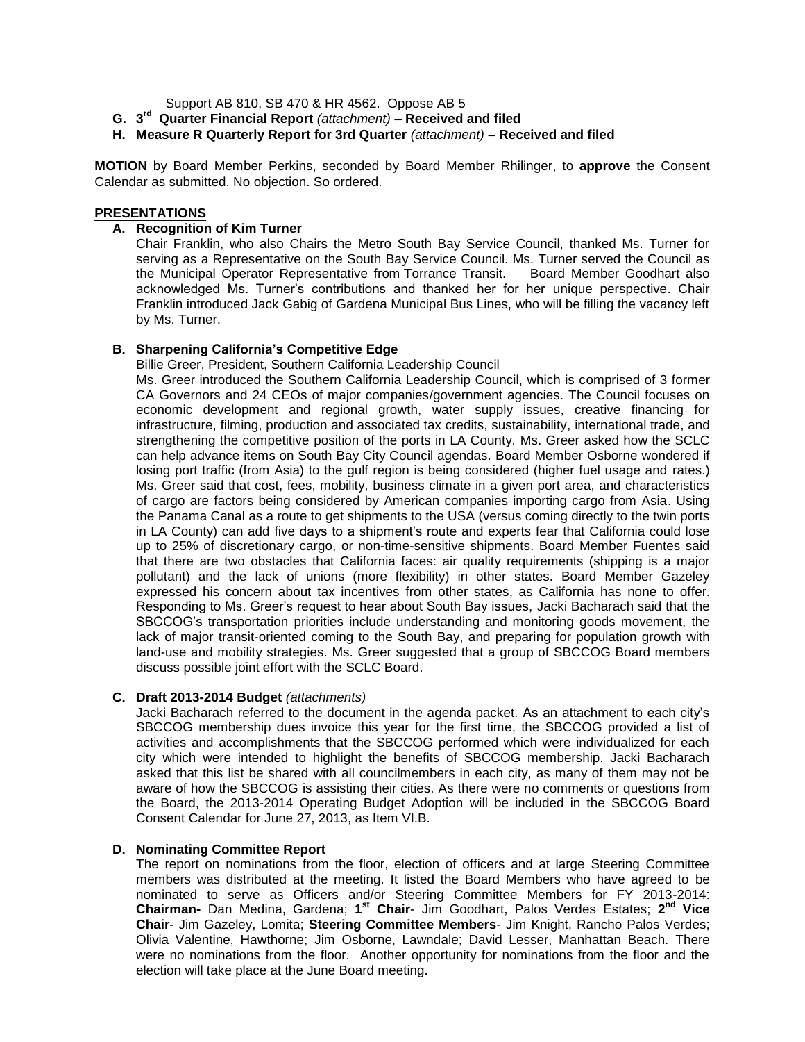Support AB 810, SB 470 & HR 4562. Oppose AB 5

**G. 3rd Quarter Financial Report** *(attachment)* **– Received and filed**

**H. Measure R Quarterly Report for 3rd Quarter** *(attachment)* **– Received and filed**

**MOTION** by Board Member Perkins, seconded by Board Member Rhilinger, to **approve** the Consent Calendar as submitted. No objection. So ordered.

**PRESENTATIONS**

**A. Recognition of Kim Turner**

Chair Franklin, who also Chairs the Metro South Bay Service Council, thanked Ms. Turner for serving as a Representative on the South Bay Service Council. Ms. Turner served the Council as the Municipal Operator Representative from Torrance Transit. Board Member Goodhart also acknowledged Ms. Turner's contributions and thanked her for her unique perspective. Chair Franklin introduced Jack Gabig of Gardena Municipal Bus Lines, who will be filling the vacancy left by Ms. Turner.

**B. Sharpening California's Competitive Edge**

Billie Greer, President, Southern California Leadership Council

Ms. Greer introduced the Southern California Leadership Council, which is comprised of 3 former CA Governors and 24 CEOs of major companies/government agencies. The Council focuses on economic development and regional growth, water supply issues, creative financing for infrastructure, filming, production and associated tax credits, sustainability, international trade, and strengthening the competitive position of the ports in LA County. Ms. Greer asked how the SCLC can help advance items on South Bay City Council agendas. Board Member Osborne wondered if losing port traffic (from Asia) to the gulf region is being considered (higher fuel usage and rates.) Ms. Greer said that cost, fees, mobility, business climate in a given port area, and characteristics of cargo are factors being considered by American companies importing cargo from Asia. Using the Panama Canal as a route to get shipments to the USA (versus coming directly to the twin ports in LA County) can add five days to a shipment's route and experts fear that California could lose up to 25% of discretionary cargo, or non-time-sensitive shipments. Board Member Fuentes said that there are two obstacles that California faces: air quality requirements (shipping is a major pollutant) and the lack of unions (more flexibility) in other states. Board Member Gazeley expressed his concern about tax incentives from other states, as California has none to offer. Responding to Ms. Greer's request to hear about South Bay issues, Jacki Bacharach said that the SBCCOG's transportation priorities include understanding and monitoring goods movement, the lack of major transit-oriented coming to the South Bay, and preparing for population growth with land-use and mobility strategies. Ms. Greer suggested that a group of SBCCOG Board members discuss possible joint effort with the SCLC Board.

**C. Draft 2013-2014 Budget** *(attachments)*

Jacki Bacharach referred to the document in the agenda packet. As an attachment to each city's SBCCOG membership dues invoice this year for the first time, the SBCCOG provided a list of activities and accomplishments that the SBCCOG performed which were individualized for each city which were intended to highlight the benefits of SBCCOG membership. Jacki Bacharach asked that this list be shared with all councilmembers in each city, as many of them may not be aware of how the SBCCOG is assisting their cities. As there were no comments or questions from the Board, the 2013-2014 Operating Budget Adoption will be included in the SBCCOG Board Consent Calendar for June 27, 2013, as Item VI.B.

**D. Nominating Committee Report**

The report on nominations from the floor, election of officers and at large Steering Committee members was distributed at the meeting. It listed the Board Members who have agreed to be nominated to serve as Officers and/or Steering Committee Members for FY 2013-2014: **Chairman-** Dan Medina, Gardena; **1st Chair**- Jim Goodhart, Palos Verdes Estates; **2nd Vice Chair**- Jim Gazeley, Lomita; **Steering Committee Members**- Jim Knight, Rancho Palos Verdes; Olivia Valentine, Hawthorne; Jim Osborne, Lawndale; David Lesser, Manhattan Beach. There were no nominations from the floor. Another opportunity for nominations from the floor and the election will take place at the June Board meeting.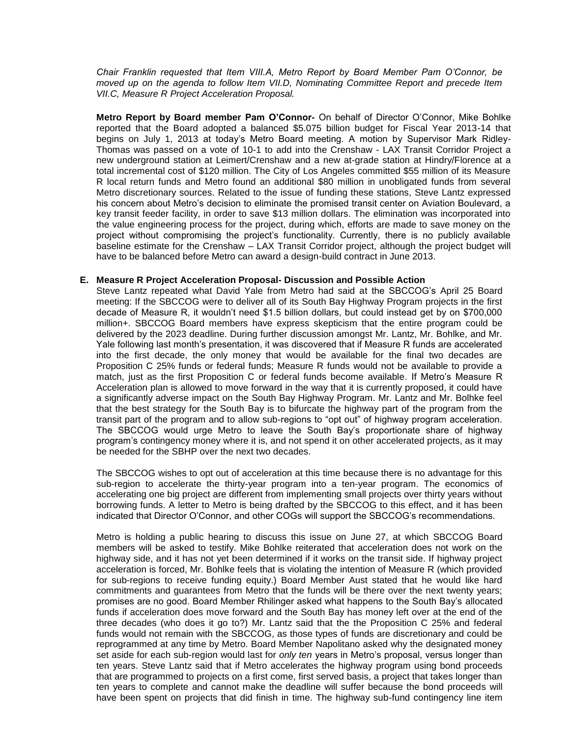*Chair Franklin requested that Item VIII.A, Metro Report by Board Member Pam O'Connor, be moved up on the agenda to follow Item VII.D, Nominating Committee Report and precede Item VII.C, Measure R Project Acceleration Proposal.*

**Metro Report by Board member Pam O'Connor-** On behalf of Director O'Connor, Mike Bohlke reported that the Board adopted a balanced $5.075 billion budget for Fiscal Year 2013-14 that begins on July 1, 2013 at today's Metro Board meeting. A motion by Supervisor Mark Ridley-Thomas was passed on a vote of 10-1 to add into the Crenshaw - LAX Transit Corridor Project a new underground station at Leimert/Crenshaw and a new at-grade station at Hindry/Florence at a total incremental cost of $120 million. The City of Los Angeles committed $55 million of its Measure R local return funds and Metro found an additional $80 million in unobligated funds from several Metro discretionary sources. Related to the issue of funding these stations, Steve Lantz expressed his concern about Metro's decision to eliminate the promised transit center on Aviation Boulevard, a key transit feeder facility, in order to save $13 million dollars. The elimination was incorporated into the value engineering process for the project, during which, efforts are made to save money on the project without compromising the project's functionality. Currently, there is no publicly available baseline estimate for the Crenshaw – LAX Transit Corridor project, although the project budget will have to be balanced before Metro can award a design-build contract in June 2013.

**E. Measure R Project Acceleration Proposal- Discussion and Possible Action**

Steve Lantz repeated what David Yale from Metro had said at the SBCCOG's April 25 Board meeting: If the SBCCOG were to deliver all of its South Bay Highway Program projects in the first decade of Measure R, it wouldn't need $1.5 billion dollars, but could instead get by on $700,000 million+. SBCCOG Board members have express skepticism that the entire program could be delivered by the 2023 deadline. During further discussion amongst Mr. Lantz, Mr. Bohlke, and Mr. Yale following last month's presentation, it was discovered that if Measure R funds are accelerated into the first decade, the only money that would be available for the final two decades are Proposition C 25% funds or federal funds; Measure R funds would not be available to provide a match, just as the first Proposition C or federal funds become available. If Metro's Measure R Acceleration plan is allowed to move forward in the way that it is currently proposed, it could have a significantly adverse impact on the South Bay Highway Program. Mr. Lantz and Mr. Bolhke feel that the best strategy for the South Bay is to bifurcate the highway part of the program from the transit part of the program and to allow sub-regions to "opt out" of highway program acceleration. The SBCCOG would urge Metro to leave the South Bay's proportionate share of highway program's contingency money where it is, and not spend it on other accelerated projects, as it may be needed for the SBHP over the next two decades.

The SBCCOG wishes to opt out of acceleration at this time because there is no advantage for this sub-region to accelerate the thirty-year program into a ten-year program. The economics of accelerating one big project are different from implementing small projects over thirty years without borrowing funds. A letter to Metro is being drafted by the SBCCOG to this effect, and it has been indicated that Director O'Connor, and other COGs will support the SBCCOG's recommendations.

Metro is holding a public hearing to discuss this issue on June 27, at which SBCCOG Board members will be asked to testify. Mike Bohlke reiterated that acceleration does not work on the highway side, and it has not yet been determined if it works on the transit side. If highway project acceleration is forced, Mr. Bohlke feels that is violating the intention of Measure R (which provided for sub-regions to receive funding equity.) Board Member Aust stated that he would like hard commitments and guarantees from Metro that the funds will be there over the next twenty years; promises are no good. Board Member Rhilinger asked what happens to the South Bay's allocated funds if acceleration does move forward and the South Bay has money left over at the end of the three decades (who does it go to?) Mr. Lantz said that the the Proposition C 25% and federal funds would not remain with the SBCCOG, as those types of funds are discretionary and could be reprogrammed at any time by Metro. Board Member Napolitano asked why the designated money set aside for each sub-region would last for *only ten* years in Metro's proposal, versus longer than ten years. Steve Lantz said that if Metro accelerates the highway program using bond proceeds that are programmed to projects on a first come, first served basis, a project that takes longer than ten years to complete and cannot make the deadline will suffer because the bond proceeds will have been spent on projects that did finish in time. The highway sub-fund contingency line item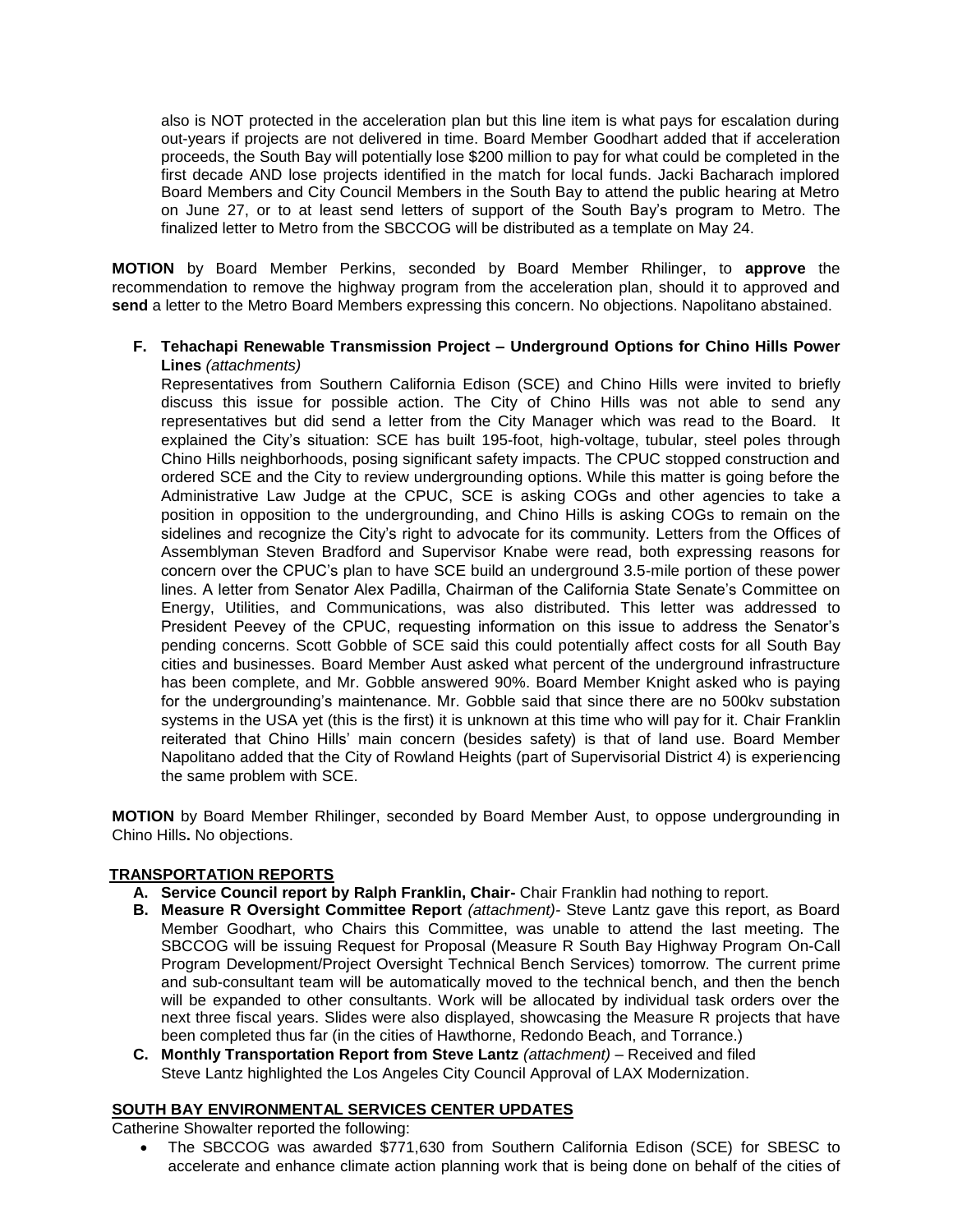also is NOT protected in the acceleration plan but this line item is what pays for escalation during out-years if projects are not delivered in time. Board Member Goodhart added that if acceleration proceeds, the South Bay will potentially lose $200 million to pay for what could be completed in the first decade AND lose projects identified in the match for local funds. Jacki Bacharach implored Board Members and City Council Members in the South Bay to attend the public hearing at Metro on June 27, or to at least send letters of support of the South Bay's program to Metro. The finalized letter to Metro from the SBCCOG will be distributed as a template on May 24.

**MOTION** by Board Member Perkins, seconded by Board Member Rhilinger, to **approve** the recommendation to remove the highway program from the acceleration plan, should it to approved and **send** a letter to the Metro Board Members expressing this concern. No objections. Napolitano abstained.

**F. Tehachapi Renewable Transmission Project – Underground Options for Chino Hills Power Lines** *(attachments)*

Representatives from Southern California Edison (SCE) and Chino Hills were invited to briefly discuss this issue for possible action. The City of Chino Hills was not able to send any representatives but did send a letter from the City Manager which was read to the Board. It explained the City's situation: SCE has built 195-foot, high-voltage, tubular, steel poles through Chino Hills neighborhoods, posing significant safety impacts. The CPUC stopped construction and ordered SCE and the City to review undergrounding options. While this matter is going before the Administrative Law Judge at the CPUC, SCE is asking COGs and other agencies to take a position in opposition to the undergrounding, and Chino Hills is asking COGs to remain on the sidelines and recognize the City's right to advocate for its community. Letters from the Offices of Assemblyman Steven Bradford and Supervisor Knabe were read, both expressing reasons for concern over the CPUC's plan to have SCE build an underground 3.5-mile portion of these power lines. A letter from Senator Alex Padilla, Chairman of the California State Senate's Committee on Energy, Utilities, and Communications, was also distributed. This letter was addressed to President Peevey of the CPUC, requesting information on this issue to address the Senator's pending concerns. Scott Gobble of SCE said this could potentially affect costs for all South Bay cities and businesses. Board Member Aust asked what percent of the underground infrastructure has been complete, and Mr. Gobble answered 90%. Board Member Knight asked who is paying for the undergrounding's maintenance. Mr. Gobble said that since there are no 500kv substation systems in the USA yet (this is the first) it is unknown at this time who will pay for it. Chair Franklin reiterated that Chino Hills' main concern (besides safety) is that of land use. Board Member Napolitano added that the City of Rowland Heights (part of Supervisorial District 4) is experiencing the same problem with SCE.

**MOTION** by Board Member Rhilinger, seconded by Board Member Aust, to oppose undergrounding in Chino Hills**.** No objections.

## TRANSPORTATION REPORTS

**A. Service Council report by Ralph Franklin, Chair-** Chair Franklin had nothing to report.

**B. Measure R Oversight Committee Report** *(attachment)*- Steve Lantz gave this report, as Board Member Goodhart, who Chairs this Committee, was unable to attend the last meeting. The SBCCOG will be issuing Request for Proposal (Measure R South Bay Highway Program On-Call Program Development/Project Oversight Technical Bench Services) tomorrow. The current prime and sub-consultant team will be automatically moved to the technical bench, and then the bench will be expanded to other consultants. Work will be allocated by individual task orders over the next three fiscal years. Slides were also displayed, showcasing the Measure R projects that have been completed thus far (in the cities of Hawthorne, Redondo Beach, and Torrance.)

**C. Monthly Transportation Report from Steve Lantz** *(attachment)* – Received and filed
Steve Lantz highlighted the Los Angeles City Council Approval of LAX Modernization.

## SOUTH BAY ENVIRONMENTAL SERVICES CENTER UPDATES

Catherine Showalter reported the following:

- The SBCCOG was awarded $771,630 from Southern California Edison (SCE) for SBESC to accelerate and enhance climate action planning work that is being done on behalf of the cities of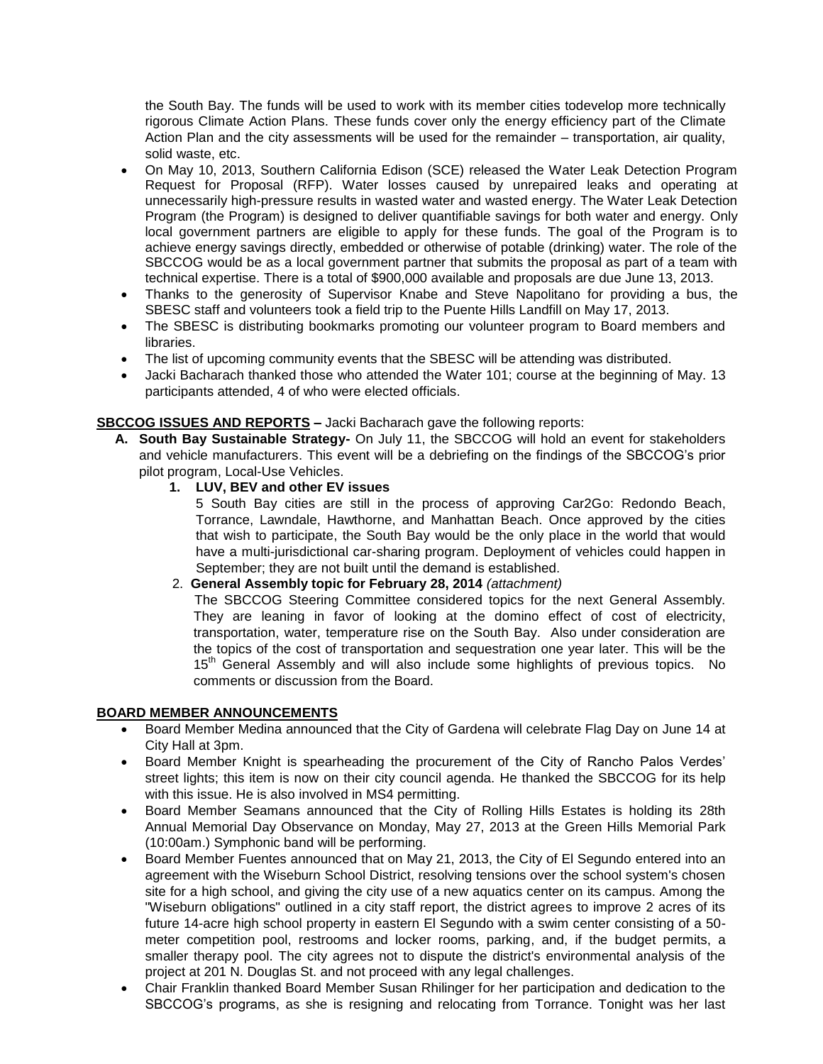the South Bay. The funds will be used to work with its member cities todevelop more technically rigorous Climate Action Plans. These funds cover only the energy efficiency part of the Climate Action Plan and the city assessments will be used for the remainder – transportation, air quality, solid waste, etc.

- On May 10, 2013, Southern California Edison (SCE) released the Water Leak Detection Program Request for Proposal (RFP). Water losses caused by unrepaired leaks and operating at unnecessarily high-pressure results in wasted water and wasted energy. The Water Leak Detection Program (the Program) is designed to deliver quantifiable savings for both water and energy. Only local government partners are eligible to apply for these funds. The goal of the Program is to achieve energy savings directly, embedded or otherwise of potable (drinking) water. The role of the SBCCOG would be as a local government partner that submits the proposal as part of a team with technical expertise. There is a total of $900,000 available and proposals are due June 13, 2013.
- Thanks to the generosity of Supervisor Knabe and Steve Napolitano for providing a bus, the SBESC staff and volunteers took a field trip to the Puente Hills Landfill on May 17, 2013.
- The SBESC is distributing bookmarks promoting our volunteer program to Board members and libraries.
- The list of upcoming community events that the SBESC will be attending was distributed.
- Jacki Bacharach thanked those who attended the Water 101; course at the beginning of May. 13 participants attended, 4 of who were elected officials.

**SBCCOG ISSUES AND REPORTS –** Jacki Bacharach gave the following reports:

**A. South Bay Sustainable Strategy-** On July 11, the SBCCOG will hold an event for stakeholders and vehicle manufacturers. This event will be a debriefing on the findings of the SBCCOG's prior pilot program, Local-Use Vehicles.

1. **LUV, BEV and other EV issues**

   5 South Bay cities are still in the process of approving Car2Go: Redondo Beach, Torrance, Lawndale, Hawthorne, and Manhattan Beach. Once approved by the cities that wish to participate, the South Bay would be the only place in the world that would have a multi-jurisdictional car-sharing program. Deployment of vehicles could happen in September; they are not built until the demand is established.

2. **General Assembly topic for February 28, 2014** *(attachment)*

   The SBCCOG Steering Committee considered topics for the next General Assembly. They are leaning in favor of looking at the domino effect of cost of electricity, transportation, water, temperature rise on the South Bay. Also under consideration are the topics of the cost of transportation and sequestration one year later. This will be the 15th General Assembly and will also include some highlights of previous topics. No comments or discussion from the Board.

**BOARD MEMBER ANNOUNCEMENTS**

- Board Member Medina announced that the City of Gardena will celebrate Flag Day on June 14 at City Hall at 3pm.
- Board Member Knight is spearheading the procurement of the City of Rancho Palos Verdes' street lights; this item is now on their city council agenda. He thanked the SBCCOG for its help with this issue. He is also involved in MS4 permitting.
- Board Member Seamans announced that the City of Rolling Hills Estates is holding its 28th Annual Memorial Day Observance on Monday, May 27, 2013 at the Green Hills Memorial Park (10:00am.) Symphonic band will be performing.
- Board Member Fuentes announced that on May 21, 2013, the City of El Segundo entered into an agreement with the Wiseburn School District, resolving tensions over the school system's chosen site for a high school, and giving the city use of a new aquatics center on its campus. Among the "Wiseburn obligations" outlined in a city staff report, the district agrees to improve 2 acres of its future 14-acre high school property in eastern El Segundo with a swim center consisting of a 50-meter competition pool, restrooms and locker rooms, parking, and, if the budget permits, a smaller therapy pool. The city agrees not to dispute the district's environmental analysis of the project at 201 N. Douglas St. and not proceed with any legal challenges.
- Chair Franklin thanked Board Member Susan Rhilinger for her participation and dedication to the SBCCOG's programs, as she is resigning and relocating from Torrance. Tonight was her last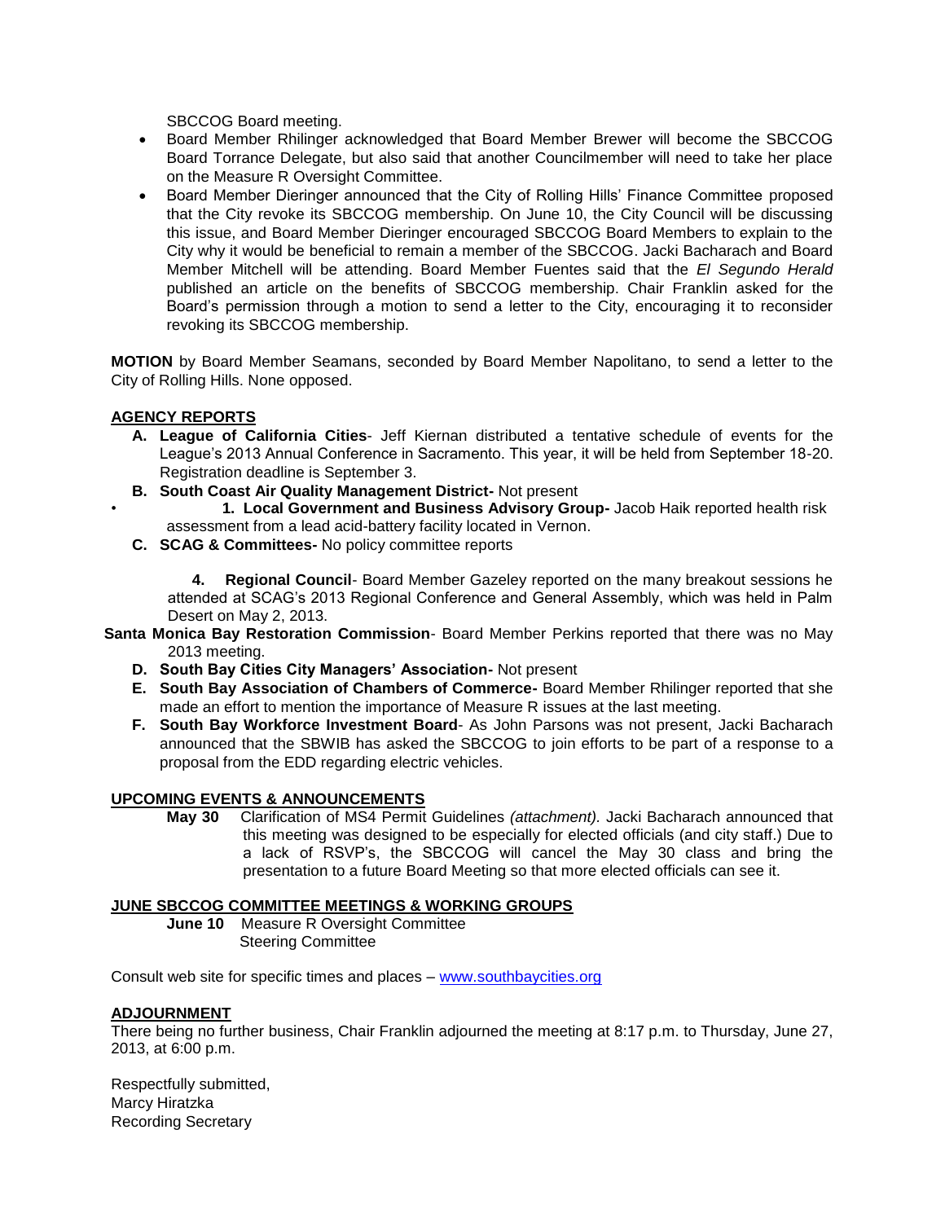SBCCOG Board meeting.

- Board Member Rhilinger acknowledged that Board Member Brewer will become the SBCCOG Board Torrance Delegate, but also said that another Councilmember will need to take her place on the Measure R Oversight Committee.
- Board Member Dieringer announced that the City of Rolling Hills' Finance Committee proposed that the City revoke its SBCCOG membership. On June 10, the City Council will be discussing this issue, and Board Member Dieringer encouraged SBCCOG Board Members to explain to the City why it would be beneficial to remain a member of the SBCCOG. Jacki Bacharach and Board Member Mitchell will be attending. Board Member Fuentes said that the *El Segundo Herald* published an article on the benefits of SBCCOG membership. Chair Franklin asked for the Board's permission through a motion to send a letter to the City, encouraging it to reconsider revoking its SBCCOG membership.

**MOTION** by Board Member Seamans, seconded by Board Member Napolitano, to send a letter to the City of Rolling Hills. None opposed.

**AGENCY REPORTS**

A. **League of California Cities**- Jeff Kiernan distributed a tentative schedule of events for the League's 2013 Annual Conference in Sacramento. This year, it will be held from September 18-20. Registration deadline is September 3.

B. **South Coast Air Quality Management District-** Not present

- **1. Local Government and Business Advisory Group-** Jacob Haik reported health risk assessment from a lead acid-battery facility located in Vernon.

C. **SCAG & Committees-** No policy committee reports

**4. Regional Council**- Board Member Gazeley reported on the many breakout sessions he attended at SCAG's 2013 Regional Conference and General Assembly, which was held in Palm Desert on May 2, 2013.

**Santa Monica Bay Restoration Commission**- Board Member Perkins reported that there was no May 2013 meeting.

D. **South Bay Cities City Managers' Association-** Not present

E. **South Bay Association of Chambers of Commerce-** Board Member Rhilinger reported that she made an effort to mention the importance of Measure R issues at the last meeting.

F. **South Bay Workforce Investment Board**- As John Parsons was not present, Jacki Bacharach announced that the SBWIB has asked the SBCCOG to join efforts to be part of a response to a proposal from the EDD regarding electric vehicles.

**UPCOMING EVENTS & ANNOUNCEMENTS**

**May 30** Clarification of MS4 Permit Guidelines *(attachment).* Jacki Bacharach announced that this meeting was designed to be especially for elected officials (and city staff.) Due to a lack of RSVP's, the SBCCOG will cancel the May 30 class and bring the presentation to a future Board Meeting so that more elected officials can see it.

**JUNE SBCCOG COMMITTEE MEETINGS & WORKING GROUPS**

**June 10** Measure R Oversight Committee
Steering Committee

Consult web site for specific times and places – www.southbaycities.org

**ADJOURNMENT**

There being no further business, Chair Franklin adjourned the meeting at 8:17 p.m. to Thursday, June 27, 2013, at 6:00 p.m.

Respectfully submitted,
Marcy Hiratzka
Recording Secretary